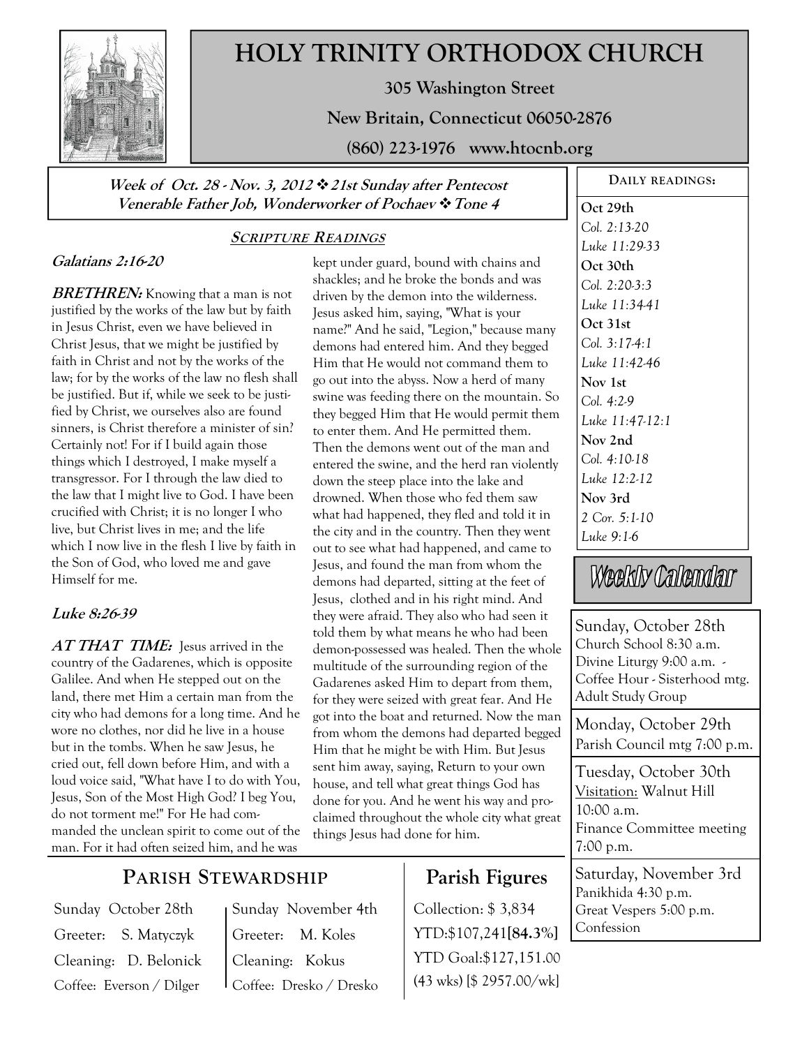# HOLY TRINITY ORTHODOX CHURCH

**305 Washington Street**

**New Britain, Connecticut 06050-2876**

**(860) 223-1976 www.htocnb.org**

***Week of Oct. 28 - Nov. 3, 2012 ❖ 21st Sunday after Pentecost***
***Venerable Father Job, Wonderworker of Pochaev ❖ Tone 4***

## SCRIPTURE READINGS

### Galatians 2:16-20

***BRETHREN:*** Knowing that a man is not justified by the works of the law but by faith in Jesus Christ, even we have believed in Christ Jesus, that we might be justified by faith in Christ and not by the works of the law; for by the works of the law no flesh shall be justified. But if, while we seek to be justified by Christ, we ourselves also are found sinners, is Christ therefore a minister of sin? Certainly not! For if I build again those things which I destroyed, I make myself a transgressor. For I through the law died to the law that I might live to God. I have been crucified with Christ; it is no longer I who live, but Christ lives in me; and the life which I now live in the flesh I live by faith in the Son of God, who loved me and gave Himself for me.

### Luke 8:26-39

***AT THAT TIME:*** Jesus arrived in the country of the Gadarenes, which is opposite Galilee. And when He stepped out on the land, there met Him a certain man from the city who had demons for a long time. And he wore no clothes, nor did he live in a house but in the tombs. When he saw Jesus, he cried out, fell down before Him, and with a loud voice said, "What have I to do with You, Jesus, Son of the Most High God? I beg You, do not torment me!" For He had commanded the unclean spirit to come out of the man. For it had often seized him, and he was kept under guard, bound with chains and shackles; and he broke the bonds and was driven by the demon into the wilderness. Jesus asked him, saying, "What is your name?" And he said, "Legion," because many demons had entered him. And they begged Him that He would not command them to go out into the abyss. Now a herd of many swine was feeding there on the mountain. So they begged Him that He would permit them to enter them. And He permitted them. Then the demons went out of the man and entered the swine, and the herd ran violently down the steep place into the lake and drowned. When those who fed them saw what had happened, they fled and told it in the city and in the country. Then they went out to see what had happened, and came to Jesus, and found the man from whom the demons had departed, sitting at the feet of Jesus, clothed and in his right mind. And they were afraid. They also who had seen it told them by what means he who had been demon-possessed was healed. Then the whole multitude of the surrounding region of the Gadarenes asked Him to depart from them, for they were seized with great fear. And He got into the boat and returned. Now the man from whom the demons had departed begged Him that he might be with Him. But Jesus sent him away, saying, Return to your own house, and tell what great things God has done for you. And he went his way and proclaimed throughout the whole city what great things Jesus had done for him.

## DAILY READINGS:

**Oct 29th**
*Col. 2:13-20*
*Luke 11:29-33*

**Oct 30th**
*Col. 2:20-3:3*
*Luke 11:34-41*

**Oct 31st**
*Col. 3:17-4:1*
*Luke 11:42-46*

**Nov 1st**
*Col. 4:2-9*
*Luke 11:47-12:1*

**Nov 2nd**
*Col. 4:10-18*
*Luke 12:2-12*

**Nov 3rd**
*2 Cor. 5:1-10*
*Luke 9:1-6*

## Weekly Calendar

**Sunday, October 28th**
Church School 8:30 a.m.
Divine Liturgy 9:00 a.m. -
Coffee Hour - Sisterhood mtg.
Adult Study Group

**Monday, October 29th**
Parish Council mtg 7:00 p.m.

**Tuesday, October 30th**
Visitation: Walnut Hill
10:00 a.m.
Finance Committee meeting
7:00 p.m.

**Saturday, November 3rd**
Panikhida 4:30 p.m.
Great Vespers 5:00 p.m.
Confession

## PARISH STEWARDSHIP

| Sunday October 28th | Sunday November 4th |
|---|---|
| Greeter: S. Matyczyk | Greeter: M. Koles |
| Cleaning: D. Belonick | Cleaning: Kokus |
| Coffee: Everson / Dilger | Coffee: Dresko / Dresko |

## Parish Figures

Collection: $ 3,834
YTD:$107,241[**84.3%**]
YTD Goal:$127,151.00
(43 wks) [$ 2957.00/wk]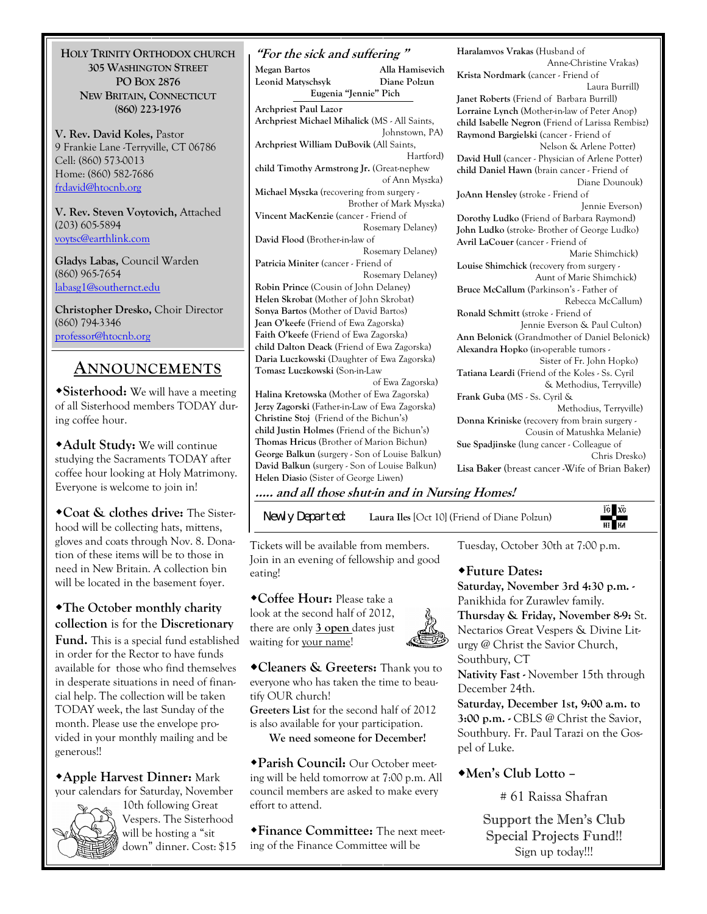**HOLY TRINITY ORTHODOX CHURCH**
**305 WASHINGTON STREET**
**PO BOX 2876**
**NEW BRITAIN, CONNECTICUT**
**(860) 223-1976**

**V. Rev. David Koles,** Pastor
9 Frankie Lane -Terryville, CT 06786
Cell: (860) 573-0013
Home: (860) 582-7686
frdavid@htocnb.org

**V. Rev. Steven Voytovich,** Attached
(203) 605-5894
voytsc@earthlink.com

**Gladys Labas,** Council Warden
(860) 965-7654
labasg1@southernct.edu

**Christopher Dresko,** Choir Director
(860) 794-3346
professor@htocnb.org

# ANNOUNCEMENTS

◆**Sisterhood:** We will have a meeting of all Sisterhood members TODAY during coffee hour.

◆**Adult Study:** We will continue studying the Sacraments TODAY after coffee hour looking at Holy Matrimony. Everyone is welcome to join in!

◆**Coat & clothes drive:** The Sisterhood will be collecting hats, mittens, gloves and coats through Nov. 8. Donation of these items will be to those in need in New Britain. A collection bin will be located in the basement foyer.

◆**The October monthly charity collection** is for the **Discretionary Fund.** This is a special fund established in order for the Rector to have funds available for those who find themselves in desperate situations in need of financial help. The collection will be taken TODAY week, the last Sunday of the month. Please use the envelope provided in your monthly mailing and be generous!!

◆**Apple Harvest Dinner:** Mark your calendars for Saturday, November 10th following Great Vespers. The Sisterhood will be hosting a "sit down" dinner. Cost: $15 Tickets will be available from members. Join in an evening of fellowship and good eating!

◆**Coffee Hour:** Please take a look at the second half of 2012, there are only **3 open** dates just waiting for your name!

◆**Cleaners & Greeters:** Thank you to everyone who has taken the time to beautify OUR church!
**Greeters List** for the second half of 2012 is also available for your participation.
**We need someone for December!**

◆**Parish Council:** Our October meeting will be held tomorrow at 7:00 p.m. All council members are asked to make every effort to attend.

◆**Finance Committee:** The next meeting of the Finance Committee will be Tuesday, October 30th at 7:00 p.m.

◆**Future Dates:**
**Saturday, November 3rd 4:30 p.m. -** Panikhida for Zurawlev family.
**Thursday & Friday, November 8-9:** St. Nectarios Great Vespers & Divine Liturgy @ Christ the Savior Church, Southbury, CT
**Nativity Fast -** November 15th through December 24th.
**Saturday, December 1st, 9:00 a.m. to 3:00 p.m. -** CBLS @ Christ the Savior, Southbury. Fr. Paul Tarazi on the Gospel of Luke.

◆**Men's Club Lotto –**

# 61 Raissa Shafran

Support the Men's Club Special Projects Fund!!
Sign up today!!!

## *"For the sick and suffering"*

**Megan Bartos**
**Alla Hamisevich**
**Leonid Matyschsyk**
**Diane Polzun**
**Eugenia "Jennie" Pich**

**Archpriest Paul Lazor**
**Archpriest Michael Mihalick** (MS - All Saints, Johnstown, PA)
**Archpriest William DuBovik** (All Saints, Hartford)
**child Timothy Armstrong Jr.** (Great-nephew of Ann Myszka)
**Michael Myszka** (recovering from surgery - Brother of Mark Myszka)
**Vincent MacKenzie** (cancer - Friend of Rosemary Delaney)
**David Flood** (Brother-in-law of Rosemary Delaney)
**Patricia Miniter** (cancer - Friend of Rosemary Delaney)
**Robin Prince** (Cousin of John Delaney)
**Helen Skrobat** (Mother of John Skrobat)
**Sonya Bartos** (Mother of David Bartos)
**Jean O'keefe** (Friend of Ewa Zagorska)
**Faith O'keefe** (Friend of Ewa Zagorska)
**child Dalton Deack** (Friend of Ewa Zagorska)
**Daria Luczkowski** (Daughter of Ewa Zagorska)
**Tomasz Luczkowski** (Son-in-Law of Ewa Zagorska)
**Halina Kretowska** (Mother of Ewa Zagorska)
**Jerzy Zagorski** (Father-in-Law of Ewa Zagorska)
**Christine Stoj** (Friend of the Bichun's)
**child Justin Holmes** (Friend of the Bichun's)
**Thomas Hricus** (Brother of Marion Bichun)
**George Balkun** (surgery - Son of Louise Balkun)
**David Balkun** (surgery - Son of Louise Balkun)
**Helen Diasio** (Sister of George Liwen)
**Haralamvos Vrakas** (Husband of Anne-Christine Vrakas)
**Krista Nordmark** (cancer - Friend of Laura Burrill)
**Janet Roberts** (Friend of Barbara Burrill)
**Lorraine Lynch** (Mother-in-law of Peter Anop)
**child Isabelle Negron** (Friend of Larissa Rembisz)
**Raymond Bargielski** (cancer - Friend of Nelson & Arlene Potter)
**David Hull** (cancer - Physician of Arlene Potter)
**child Daniel Hawn** (brain cancer - Friend of Diane Dounouk)
**JoAnn Hensley** (stroke - Friend of Jennie Everson)
**Dorothy Ludko** (Friend of Barbara Raymond)
**John Ludko** (stroke- Brother of George Ludko)
**Avril LaCouer** (cancer - Friend of Marie Shimchick)
**Louise Shimchick** (recovery from surgery - Aunt of Marie Shimchick)
**Bruce McCallum** (Parkinson's - Father of Rebecca McCallum)
**Ronald Schmitt** (stroke - Friend of Jennie Everson & Paul Culton)
**Ann Belonick** (Grandmother of Daniel Belonick)
**Alexandra Hopko** (in-operable tumors - Sister of Fr. John Hopko)
**Tatiana Leardi** (Friend of the Koles - Ss. Cyril & Methodius, Terryville)
**Frank Guba** (MS - Ss. Cyril & Methodius, Terryville)
**Donna Kriniske** (recovery from brain surgery - Cousin of Matushka Melanie)
**Sue Spadjinske** (lung cancer - Colleague of Chris Dresko)
**Lisa Baker** (breast cancer -Wife of Brian Baker)

***..... and all those shut-in and in Nursing Homes!***

Newly Departed: **Laura Iles** [Oct 10] (Friend of Diane Polzun)